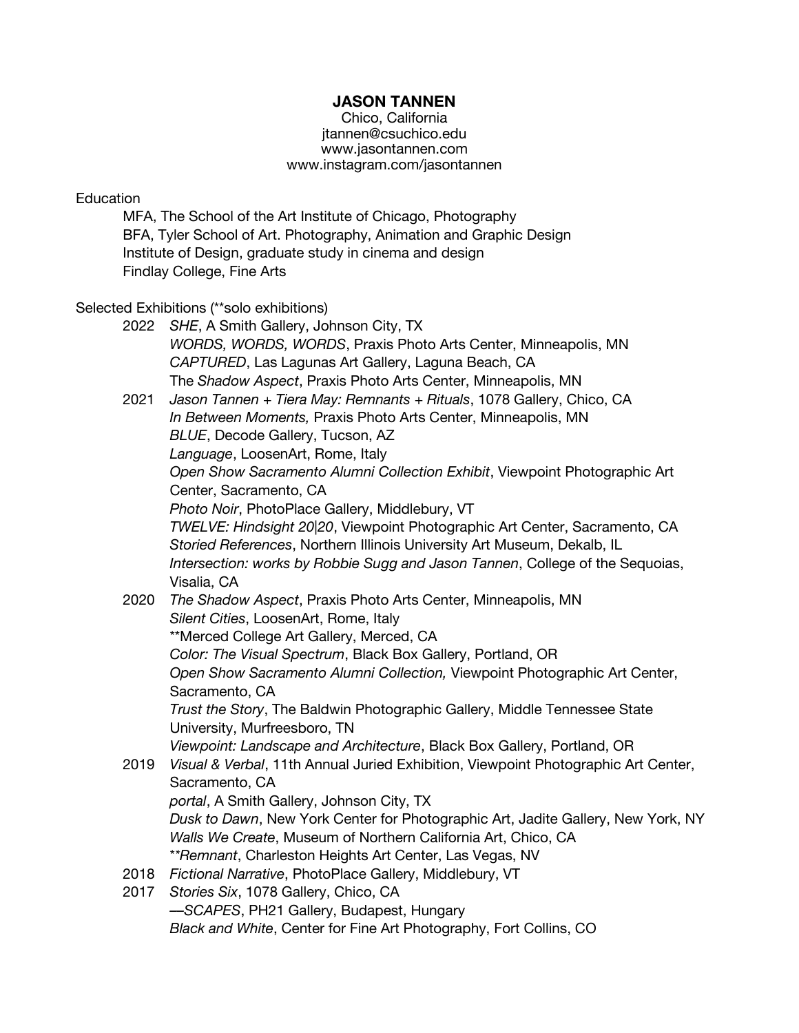# JASON TANNEN

Chico, California
jtannen@csuchico.edu
www.jasontannen.com
www.instagram.com/jasontannen

## Education

- MFA, The School of the Art Institute of Chicago, Photography
- BFA, Tyler School of Art. Photography, Animation and Graphic Design
- Institute of Design, graduate study in cinema and design
- Findlay College, Fine Arts

## Selected Exhibitions (**solo exhibitions)

**2022**
- *SHE*, A Smith Gallery, Johnson City, TX
- *WORDS, WORDS, WORDS*, Praxis Photo Arts Center, Minneapolis, MN
- *CAPTURED*, Las Lagunas Art Gallery, Laguna Beach, CA
- The *Shadow Aspect*, Praxis Photo Arts Center, Minneapolis, MN

**2021**
- *Jason Tannen + Tiera May: Remnants + Rituals*, 1078 Gallery, Chico, CA
- *In Between Moments,* Praxis Photo Arts Center, Minneapolis, MN
- *BLUE*, Decode Gallery, Tucson, AZ
- *Language*, LoosenArt, Rome, Italy
- *Open Show Sacramento Alumni Collection Exhibit*, Viewpoint Photographic Art Center, Sacramento, CA
- *Photo Noir*, PhotoPlace Gallery, Middlebury, VT
- *TWELVE: Hindsight 20|20*, Viewpoint Photographic Art Center, Sacramento, CA
- *Storied References*, Northern Illinois University Art Museum, Dekalb, IL
- *Intersection: works by Robbie Sugg and Jason Tannen*, College of the Sequoias, Visalia, CA

**2020**
- *The Shadow Aspect*, Praxis Photo Arts Center, Minneapolis, MN
- *Silent Cities*, LoosenArt, Rome, Italy
- **Merced College Art Gallery, Merced, CA
- *Color: The Visual Spectrum*, Black Box Gallery, Portland, OR
- *Open Show Sacramento Alumni Collection,* Viewpoint Photographic Art Center, Sacramento, CA
- *Trust the Story*, The Baldwin Photographic Gallery, Middle Tennessee State University, Murfreesboro, TN
- *Viewpoint: Landscape and Architecture*, Black Box Gallery, Portland, OR

**2019**
- *Visual & Verbal*, 11th Annual Juried Exhibition, Viewpoint Photographic Art Center, Sacramento, CA
- *portal*, A Smith Gallery, Johnson City, TX
- *Dusk to Dawn*, New York Center for Photographic Art, Jadite Gallery, New York, NY
- *Walls We Create*, Museum of Northern California Art, Chico, CA
- ***Remnant*, Charleston Heights Art Center, Las Vegas, NV

**2018**
- *Fictional Narrative*, PhotoPlace Gallery, Middlebury, VT

**2017**
- *Stories Six*, 1078 Gallery, Chico, CA
- *—SCAPES*, PH21 Gallery, Budapest, Hungary
- *Black and White*, Center for Fine Art Photography, Fort Collins, CO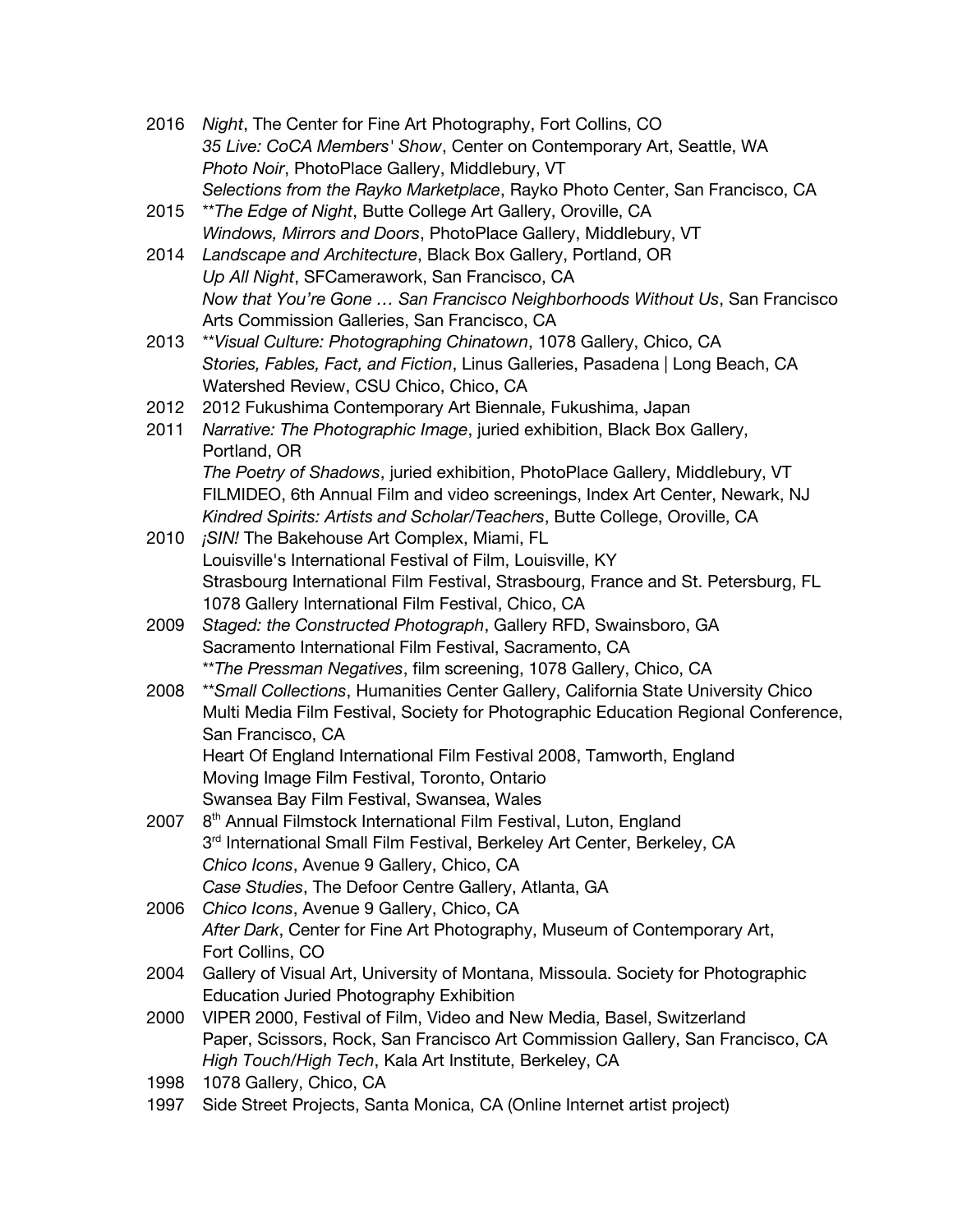2016 *Night*, The Center for Fine Art Photography, Fort Collins, CO
*35 Live: CoCA Members' Show*, Center on Contemporary Art, Seattle, WA
*Photo Noir*, PhotoPlace Gallery, Middlebury, VT
*Selections from the Rayko Marketplace*, Rayko Photo Center, San Francisco, CA

2015 \*\**The Edge of Night*, Butte College Art Gallery, Oroville, CA
*Windows, Mirrors and Doors*, PhotoPlace Gallery, Middlebury, VT

2014 *Landscape and Architecture*, Black Box Gallery, Portland, OR
*Up All Night*, SFCamerawork, San Francisco, CA
*Now that You're Gone … San Francisco Neighborhoods Without Us*, San Francisco Arts Commission Galleries, San Francisco, CA

2013 \*\**Visual Culture: Photographing Chinatown*, 1078 Gallery, Chico, CA
*Stories, Fables, Fact, and Fiction*, Linus Galleries, Pasadena | Long Beach, CA
Watershed Review, CSU Chico, Chico, CA

2012 2012 Fukushima Contemporary Art Biennale, Fukushima, Japan

2011 *Narrative: The Photographic Image*, juried exhibition, Black Box Gallery, Portland, OR
*The Poetry of Shadows*, juried exhibition, PhotoPlace Gallery, Middlebury, VT
FILMIDEO, 6th Annual Film and video screenings, Index Art Center, Newark, NJ
*Kindred Spirits: Artists and Scholar/Teachers*, Butte College, Oroville, CA

2010 *¡SIN!* The Bakehouse Art Complex, Miami, FL
Louisville's International Festival of Film, Louisville, KY
Strasbourg International Film Festival, Strasbourg, France and St. Petersburg, FL
1078 Gallery International Film Festival, Chico, CA

2009 *Staged: the Constructed Photograph*, Gallery RFD, Swainsboro, GA
Sacramento International Film Festival, Sacramento, CA
\*\**The Pressman Negatives*, film screening, 1078 Gallery, Chico, CA

2008 \*\**Small Collections*, Humanities Center Gallery, California State University Chico
Multi Media Film Festival, Society for Photographic Education Regional Conference, San Francisco, CA
Heart Of England International Film Festival 2008, Tamworth, England
Moving Image Film Festival, Toronto, Ontario
Swansea Bay Film Festival, Swansea, Wales

2007 8th Annual Filmstock International Film Festival, Luton, England
3rd International Small Film Festival, Berkeley Art Center, Berkeley, CA
*Chico Icons*, Avenue 9 Gallery, Chico, CA
*Case Studies*, The Defoor Centre Gallery, Atlanta, GA

2006 *Chico Icons*, Avenue 9 Gallery, Chico, CA
*After Dark*, Center for Fine Art Photography, Museum of Contemporary Art, Fort Collins, CO

2004 Gallery of Visual Art, University of Montana, Missoula. Society for Photographic Education Juried Photography Exhibition

2000 VIPER 2000, Festival of Film, Video and New Media, Basel, Switzerland
Paper, Scissors, Rock, San Francisco Art Commission Gallery, San Francisco, CA
*High Touch/High Tech*, Kala Art Institute, Berkeley, CA

1998 1078 Gallery, Chico, CA

1997 Side Street Projects, Santa Monica, CA (Online Internet artist project)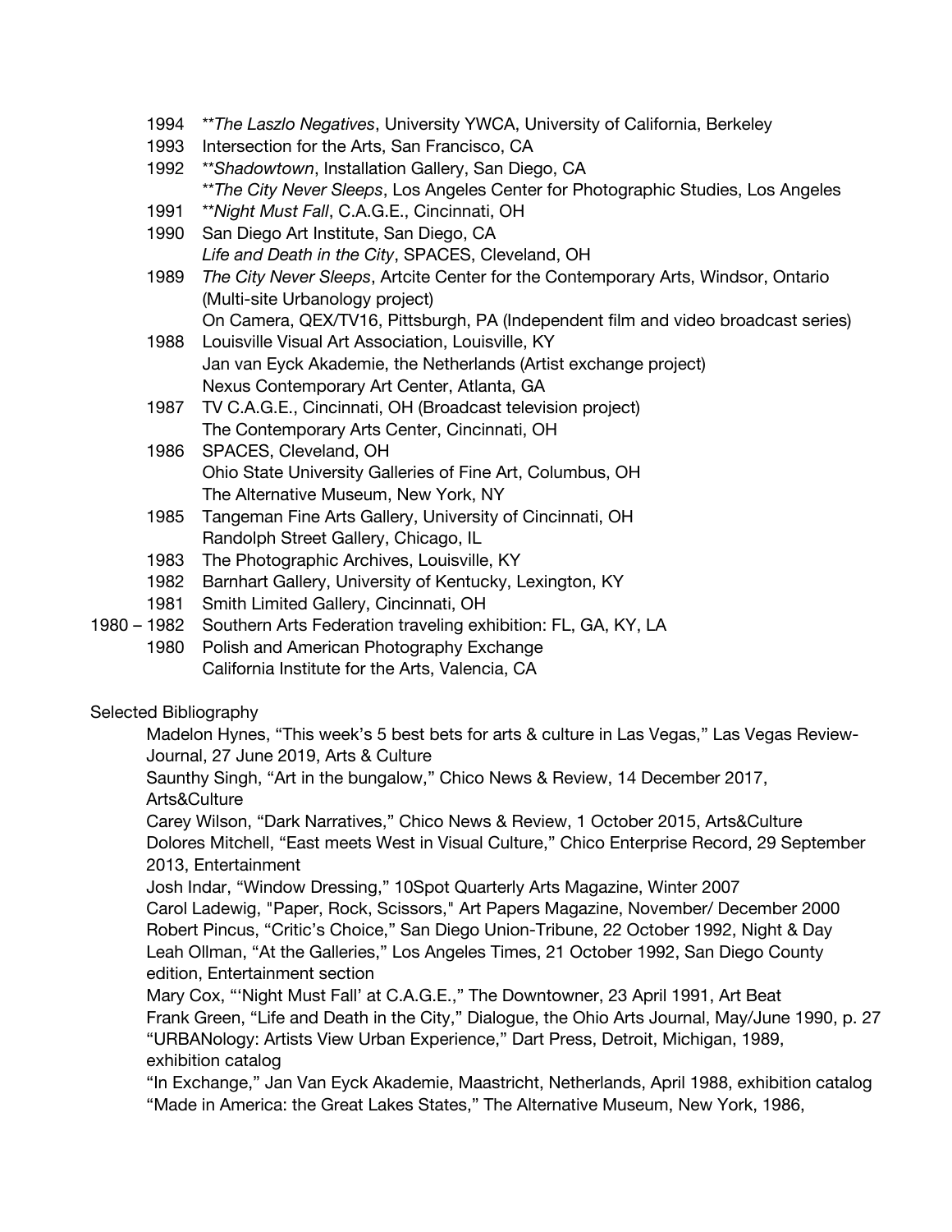1994 \*\**The Laszlo Negatives*, University YWCA, University of California, Berkeley
1993 Intersection for the Arts, San Francisco, CA
1992 \*\**Shadowtown*, Installation Gallery, San Diego, CA
\*\**The City Never Sleeps*, Los Angeles Center for Photographic Studies, Los Angeles
1991 \*\**Night Must Fall*, C.A.G.E., Cincinnati, OH
1990 San Diego Art Institute, San Diego, CA
*Life and Death in the City*, SPACES, Cleveland, OH
1989 *The City Never Sleeps*, Artcite Center for the Contemporary Arts, Windsor, Ontario (Multi-site Urbanology project)
On Camera, QEX/TV16, Pittsburgh, PA (Independent film and video broadcast series)
1988 Louisville Visual Art Association, Louisville, KY
Jan van Eyck Akademie, the Netherlands (Artist exchange project)
Nexus Contemporary Art Center, Atlanta, GA
1987 TV C.A.G.E., Cincinnati, OH (Broadcast television project)
The Contemporary Arts Center, Cincinnati, OH
1986 SPACES, Cleveland, OH
Ohio State University Galleries of Fine Art, Columbus, OH
The Alternative Museum, New York, NY
1985 Tangeman Fine Arts Gallery, University of Cincinnati, OH
Randolph Street Gallery, Chicago, IL
1983 The Photographic Archives, Louisville, KY
1982 Barnhart Gallery, University of Kentucky, Lexington, KY
1981 Smith Limited Gallery, Cincinnati, OH
1980 – 1982 Southern Arts Federation traveling exhibition: FL, GA, KY, LA
1980 Polish and American Photography Exchange
California Institute for the Arts, Valencia, CA

Selected Bibliography

Madelon Hynes, "This week's 5 best bets for arts & culture in Las Vegas," Las Vegas Review-Journal, 27 June 2019, Arts & Culture
Saunthy Singh, "Art in the bungalow," Chico News & Review, 14 December 2017, Arts&Culture
Carey Wilson, "Dark Narratives," Chico News & Review, 1 October 2015, Arts&Culture
Dolores Mitchell, "East meets West in Visual Culture," Chico Enterprise Record, 29 September 2013, Entertainment
Josh Indar, "Window Dressing," 10Spot Quarterly Arts Magazine, Winter 2007
Carol Ladewig, "Paper, Rock, Scissors," Art Papers Magazine, November/ December 2000
Robert Pincus, "Critic's Choice," San Diego Union-Tribune, 22 October 1992, Night & Day
Leah Ollman, "At the Galleries," Los Angeles Times, 21 October 1992, San Diego County edition, Entertainment section
Mary Cox, "'Night Must Fall' at C.A.G.E.," The Downtowner, 23 April 1991, Art Beat
Frank Green, "Life and Death in the City," Dialogue, the Ohio Arts Journal, May/June 1990, p. 27
"URBANology: Artists View Urban Experience," Dart Press, Detroit, Michigan, 1989, exhibition catalog
"In Exchange," Jan Van Eyck Akademie, Maastricht, Netherlands, April 1988, exhibition catalog
"Made in America: the Great Lakes States," The Alternative Museum, New York, 1986,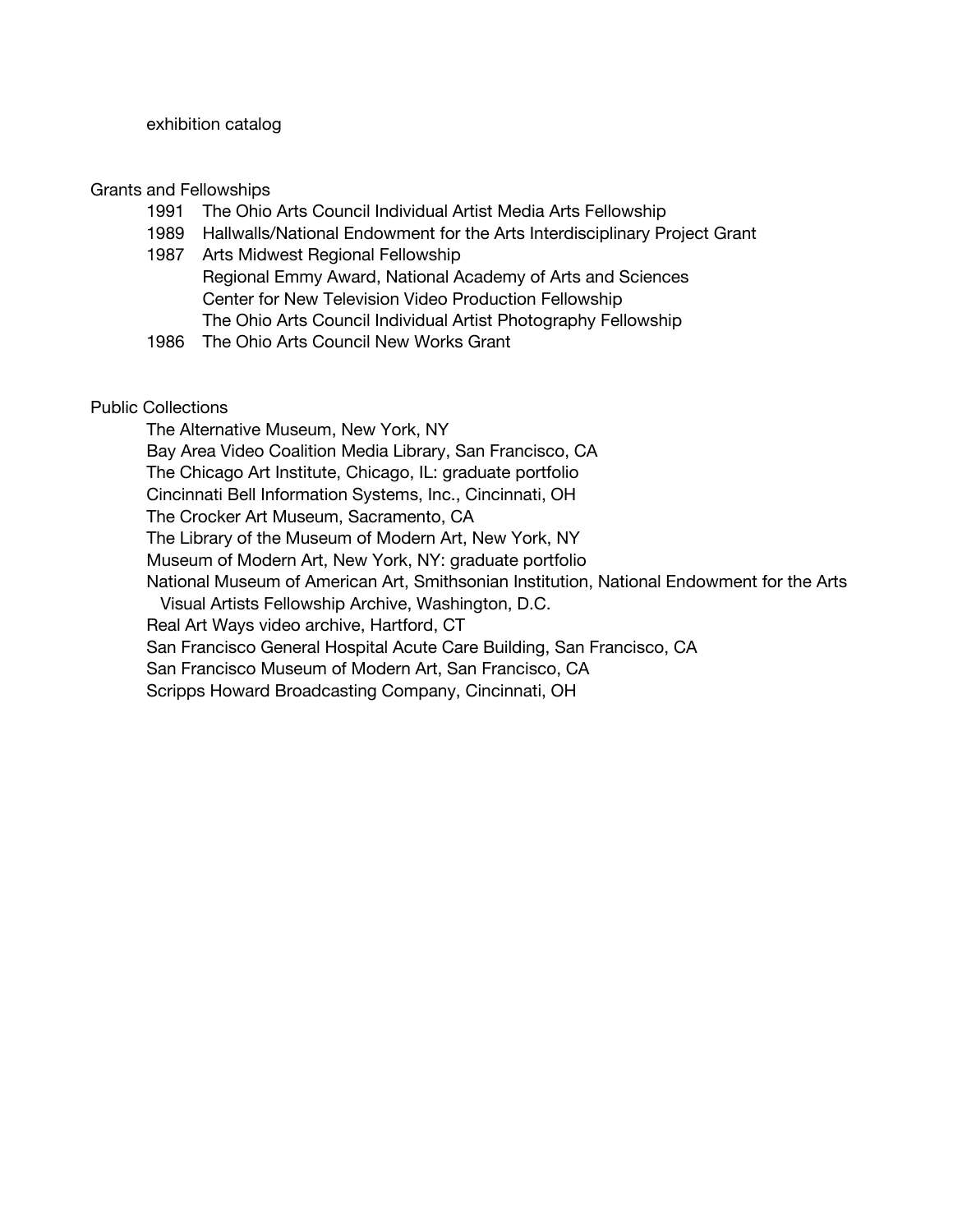exhibition catalog

## Grants and Fellowships

- 1991 The Ohio Arts Council Individual Artist Media Arts Fellowship
- 1989 Hallwalls/National Endowment for the Arts Interdisciplinary Project Grant
- 1987 Arts Midwest Regional Fellowship
  - Regional Emmy Award, National Academy of Arts and Sciences
  - Center for New Television Video Production Fellowship
  - The Ohio Arts Council Individual Artist Photography Fellowship
- 1986 The Ohio Arts Council New Works Grant

## Public Collections

- The Alternative Museum, New York, NY
- Bay Area Video Coalition Media Library, San Francisco, CA
- The Chicago Art Institute, Chicago, IL: graduate portfolio
- Cincinnati Bell Information Systems, Inc., Cincinnati, OH
- The Crocker Art Museum, Sacramento, CA
- The Library of the Museum of Modern Art, New York, NY
- Museum of Modern Art, New York, NY: graduate portfolio
- National Museum of American Art, Smithsonian Institution, National Endowment for the Arts Visual Artists Fellowship Archive, Washington, D.C.
- Real Art Ways video archive, Hartford, CT
- San Francisco General Hospital Acute Care Building, San Francisco, CA
- San Francisco Museum of Modern Art, San Francisco, CA
- Scripps Howard Broadcasting Company, Cincinnati, OH